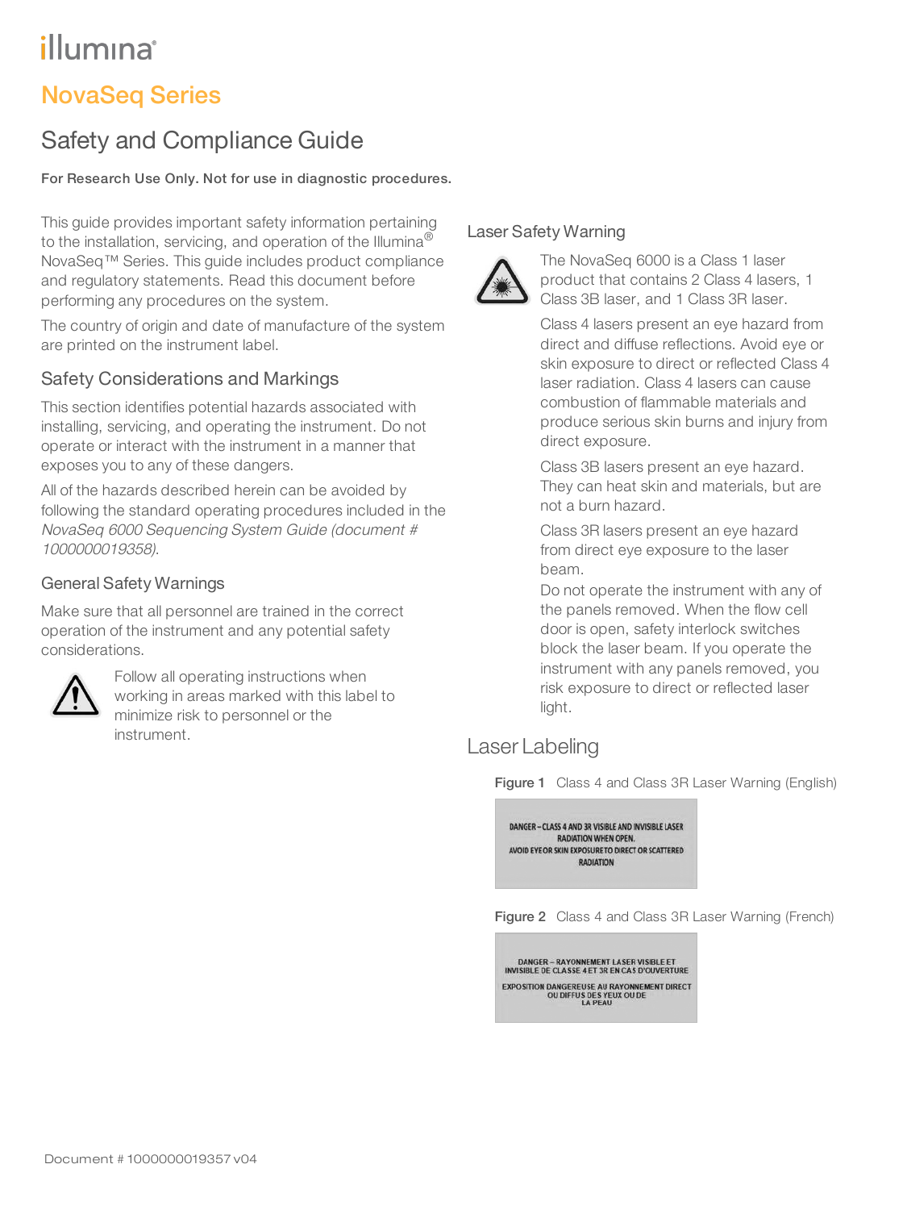illumina®

# NovaSeq Series

## Safety and Compliance Guide

**For Research Use Only. Not for use in diagnostic procedures.**

This guide provides important safety information pertaining to the installation, servicing, and operation of the Illumina® NovaSeq™ Series. This guide includes product compliance and regulatory statements. Read this document before performing any procedures on the system.

The country of origin and date of manufacture of the system are printed on the instrument label.

### Safety Considerations and Markings

This section identifies potential hazards associated with installing, servicing, and operating the instrument. Do not operate or interact with the instrument in a manner that exposes you to any of these dangers.

All of the hazards described herein can be avoided by following the standard operating procedures included in the *NovaSeq 6000 Sequencing System Guide (document # 1000000019358).*

#### General Safety Warnings

Make sure that all personnel are trained in the correct operation of the instrument and any potential safety considerations.

Follow all operating instructions when working in areas marked with this label to minimize risk to personnel or the instrument.

#### Laser Safety Warning

The NovaSeq 6000 is a Class 1 laser product that contains 2 Class 4 lasers, 1 Class 3B laser, and 1 Class 3R laser.

Class 4 lasers present an eye hazard from direct and diffuse reflections. Avoid eye or skin exposure to direct or reflected Class 4 laser radiation. Class 4 lasers can cause combustion of flammable materials and produce serious skin burns and injury from direct exposure.

Class 3B lasers present an eye hazard. They can heat skin and materials, but are not a burn hazard.

Class 3R lasers present an eye hazard from direct eye exposure to the laser beam.

Do not operate the instrument with any of the panels removed. When the flow cell door is open, safety interlock switches block the laser beam. If you operate the instrument with any panels removed, you risk exposure to direct or reflected laser light.

### Laser Labeling

**Figure 1** Class 4 and Class 3R Laser Warning (English)

DANGER – CLASS 4 AND 3R VISIBLE AND INVISIBLE LASER RADIATION WHEN OPEN.
AVOID EYE OR SKIN EXPOSURE TO DIRECT OR SCATTERED RADIATION

**Figure 2** Class 4 and Class 3R Laser Warning (French)

DANGER – RAYONNEMENT LASER VISIBLE ET INVISIBLE DE CLASSE 4 ET 3R EN CAS D'OUVERTURE
EXPOSITION DANGEREUSE AU RAYONNEMENT DIRECT OU DIFFUS DES YEUX OU DE LA PEAU

Document # 1000000019357 v04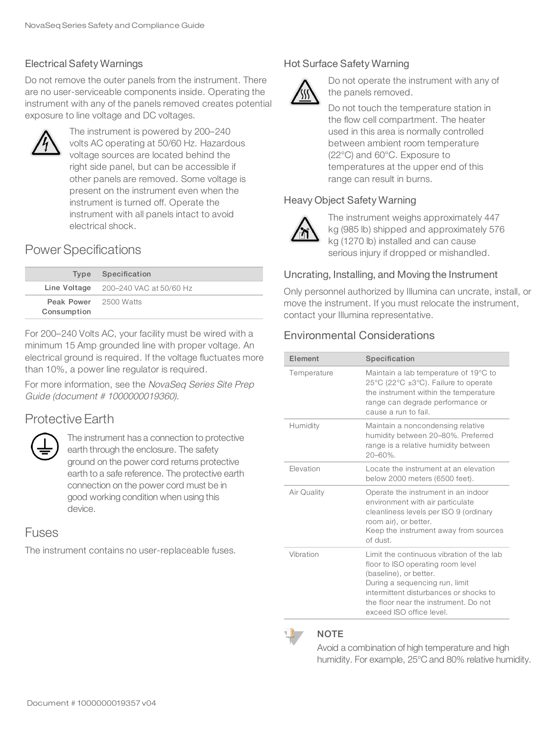### Electrical Safety Warnings

Do not remove the outer panels from the instrument. There are no user-serviceable components inside. Operating the instrument with any of the panels removed creates potential exposure to line voltage and DC voltages.

The instrument is powered by 200–240 volts AC operating at 50/60 Hz. Hazardous voltage sources are located behind the right side panel, but can be accessible if other panels are removed. Some voltage is present on the instrument even when the instrument is turned off. Operate the instrument with all panels intact to avoid electrical shock.

## Power Specifications

| Type | Specification |
|---|---|
| Line Voltage | 200–240 VAC at 50/60 Hz |
| Peak Power Consumption | 2500 Watts |

For 200–240 Volts AC, your facility must be wired with a minimum 15 Amp grounded line with proper voltage. An electrical ground is required. If the voltage fluctuates more than 10%, a power line regulator is required.

For more information, see the *NovaSeq Series Site Prep Guide (document # 1000000019360)*.

## Protective Earth

The instrument has a connection to protective earth through the enclosure. The safety ground on the power cord returns protective earth to a safe reference. The protective earth connection on the power cord must be in good working condition when using this device.

## Fuses

The instrument contains no user-replaceable fuses.

### Hot Surface Safety Warning

Do not operate the instrument with any of the panels removed.

Do not touch the temperature station in the flow cell compartment. The heater used in this area is normally controlled between ambient room temperature (22°C) and 60°C. Exposure to temperatures at the upper end of this range can result in burns.

### Heavy Object Safety Warning

The instrument weighs approximately 447 kg (985 lb) shipped and approximately 576 kg (1270 lb) installed and can cause serious injury if dropped or mishandled.

### Uncrating, Installing, and Moving the Instrument

Only personnel authorized by Illumina can uncrate, install, or move the instrument. If you must relocate the instrument, contact your Illumina representative.

## Environmental Considerations

| Element | Specification |
|---|---|
| Temperature | Maintain a lab temperature of 19°C to 25°C (22°C ±3°C). Failure to operate the instrument within the temperature range can degrade performance or cause a run to fail. |
| Humidity | Maintain a noncondensing relative humidity between 20–80%. Preferred range is a relative humidity between 20–60%. |
| Elevation | Locate the instrument at an elevation below 2000 meters (6500 feet). |
| Air Quality | Operate the instrument in an indoor environment with air particulate cleanliness levels per ISO 9 (ordinary room air), or better. Keep the instrument away from sources of dust. |
| Vibration | Limit the continuous vibration of the lab floor to ISO operating room level (baseline), or better. During a sequencing run, limit intermittent disturbances or shocks to the floor near the instrument. Do not exceed ISO office level. |

**NOTE**

Avoid a combination of high temperature and high humidity. For example, 25°C and 80% relative humidity.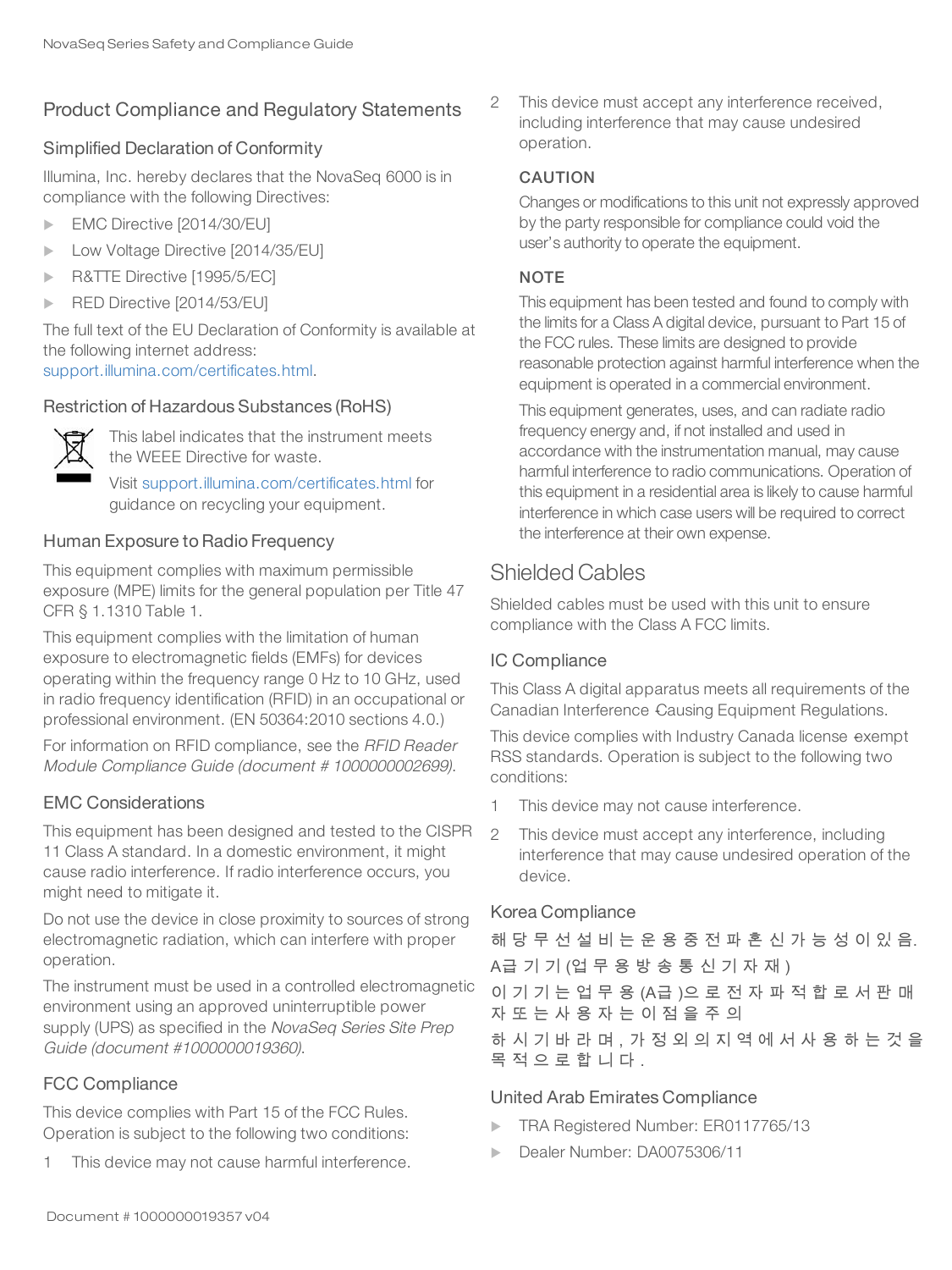## Product Compliance and Regulatory Statements

### Simplified Declaration of Conformity

Illumina, Inc. hereby declares that the NovaSeq 6000 is in compliance with the following Directives:

- EMC Directive [2014/30/EU]
- Low Voltage Directive [2014/35/EU]
- R&TTE Directive [1995/5/EC]
- RED Directive [2014/53/EU]

The full text of the EU Declaration of Conformity is available at the following internet address: support.illumina.com/certificates.html.

### Restriction of Hazardous Substances (RoHS)

This label indicates that the instrument meets the WEEE Directive for waste.

Visit support.illumina.com/certificates.html for guidance on recycling your equipment.

### Human Exposure to Radio Frequency

This equipment complies with maximum permissible exposure (MPE) limits for the general population per Title 47 CFR § 1.1310 Table 1.

This equipment complies with the limitation of human exposure to electromagnetic fields (EMFs) for devices operating within the frequency range 0 Hz to 10 GHz, used in radio frequency identification (RFID) in an occupational or professional environment. (EN 50364:2010 sections 4.0.)

For information on RFID compliance, see the *RFID Reader Module Compliance Guide (document # 1000000002699)*.

### EMC Considerations

This equipment has been designed and tested to the CISPR 11 Class A standard. In a domestic environment, it might cause radio interference. If radio interference occurs, you might need to mitigate it.

Do not use the device in close proximity to sources of strong electromagnetic radiation, which can interfere with proper operation.

The instrument must be used in a controlled electromagnetic environment using an approved uninterruptible power supply (UPS) as specified in the *NovaSeq Series Site Prep Guide (document #1000000019360)*.

### FCC Compliance

This device complies with Part 15 of the FCC Rules. Operation is subject to the following two conditions:

1. This device may not cause harmful interference.
2. This device must accept any interference received, including interference that may cause undesired operation.

**CAUTION**

Changes or modifications to this unit not expressly approved by the party responsible for compliance could void the user's authority to operate the equipment.

**NOTE**

This equipment has been tested and found to comply with the limits for a Class A digital device, pursuant to Part 15 of the FCC rules. These limits are designed to provide reasonable protection against harmful interference when the equipment is operated in a commercial environment.

This equipment generates, uses, and can radiate radio frequency energy and, if not installed and used in accordance with the instrumentation manual, may cause harmful interference to radio communications. Operation of this equipment in a residential area is likely to cause harmful interference in which case users will be required to correct the interference at their own expense.

## Shielded Cables

Shielded cables must be used with this unit to ensure compliance with the Class A FCC limits.

### IC Compliance

This Class A digital apparatus meets all requirements of the Canadian Interference-Causing Equipment Regulations.

This device complies with Industry Canada license-exempt RSS standards. Operation is subject to the following two conditions:

1. This device may not cause interference.
2. This device must accept any interference, including interference that may cause undesired operation of the device.

### Korea Compliance

해당 무선 설비는 운용 중 전파 혼신 가능성이 있음.

A급 기기 (업무용 방송 통신 기자재)

이 기기는 업무용 (A급)으로 전자파 적합로서 판매자 또는 사용자는 이 점을 주의

하시기 바라며, 가정 외의 지역에서 사용하는 것을 목적으로 합니다.

### United Arab Emirates Compliance

- TRA Registered Number: ER0117765/13
- Dealer Number: DA0075306/11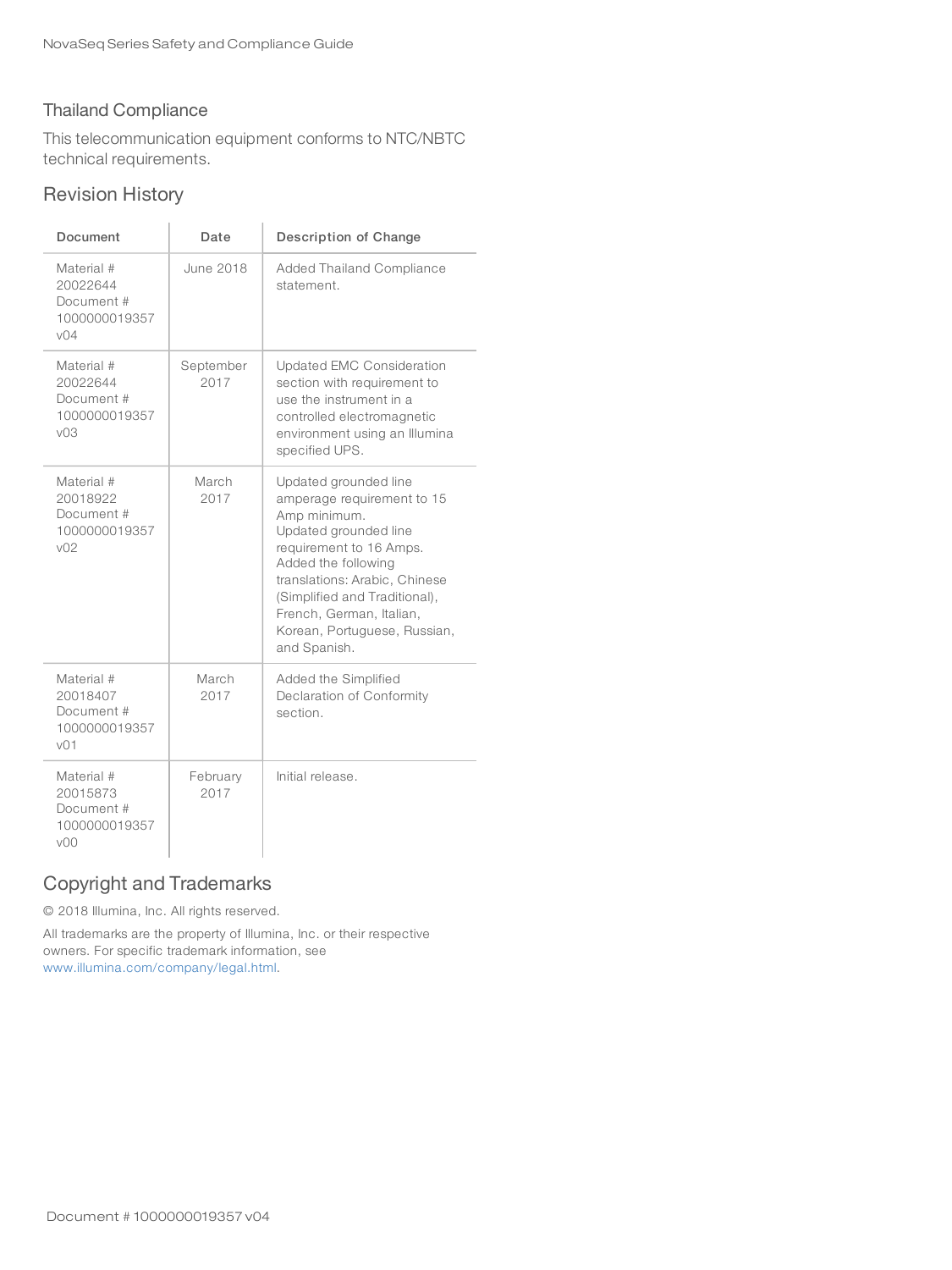## Thailand Compliance

This telecommunication equipment conforms to NTC/NBTC technical requirements.

## Revision History

| Document | Date | Description of Change |
| --- | --- | --- |
| Material # 20022644 Document # 1000000019357 v04 | June 2018 | Added Thailand Compliance statement. |
| Material # 20022644 Document # 1000000019357 v03 | September 2017 | Updated EMC Consideration section with requirement to use the instrument in a controlled electromagnetic environment using an Illumina specified UPS. |
| Material # 20018922 Document # 1000000019357 v02 | March 2017 | Updated grounded line amperage requirement to 15 Amp minimum. Updated grounded line requirement to 16 Amps. Added the following translations: Arabic, Chinese (Simplified and Traditional), French, German, Italian, Korean, Portuguese, Russian, and Spanish. |
| Material # 20018407 Document # 1000000019357 v01 | March 2017 | Added the Simplified Declaration of Conformity section. |
| Material # 20015873 Document # 1000000019357 v00 | February 2017 | Initial release. |

## Copyright and Trademarks

© 2018 Illumina, Inc. All rights reserved.

All trademarks are the property of Illumina, Inc. or their respective owners. For specific trademark information, see www.illumina.com/company/legal.html.